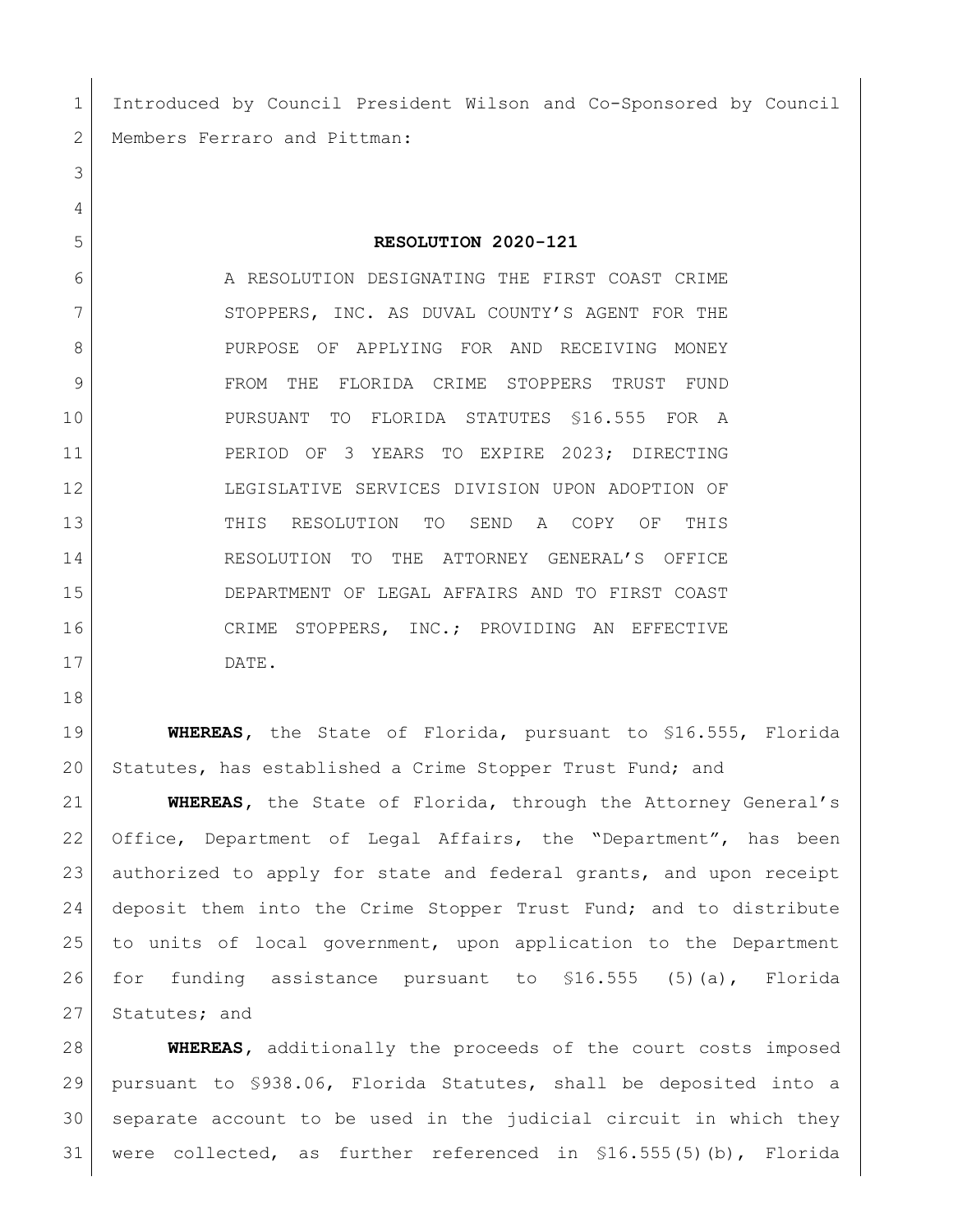Introduced by Council President Wilson and Co-Sponsored by Council Members Ferraro and Pittman:

# RESOLUTION 2020-121

A RESOLUTION DESIGNATING THE FIRST COAST CRIME STOPPERS, INC. AS DUVAL COUNTY'S AGENT FOR THE PURPOSE OF APPLYING FOR AND RECEIVING MONEY FROM THE FLORIDA CRIME STOPPERS TRUST FUND PURSUANT TO FLORIDA STATUTES §16.555 FOR A PERIOD OF 3 YEARS TO EXPIRE 2023; DIRECTING LEGISLATIVE SERVICES DIVISION UPON ADOPTION OF THIS RESOLUTION TO SEND A COPY OF THIS RESOLUTION TO THE ATTORNEY GENERAL'S OFFICE DEPARTMENT OF LEGAL AFFAIRS AND TO FIRST COAST CRIME STOPPERS, INC.; PROVIDING AN EFFECTIVE DATE.

**WHEREAS**, the State of Florida, pursuant to §16.555, Florida Statutes, has established a Crime Stopper Trust Fund; and

**WHEREAS**, the State of Florida, through the Attorney General's Office, Department of Legal Affairs, the "Department", has been authorized to apply for state and federal grants, and upon receipt deposit them into the Crime Stopper Trust Fund; and to distribute to units of local government, upon application to the Department for funding assistance pursuant to §16.555 (5)(a), Florida Statutes; and

**WHEREAS**, additionally the proceeds of the court costs imposed pursuant to §938.06, Florida Statutes, shall be deposited into a separate account to be used in the judicial circuit in which they were collected, as further referenced in §16.555(5)(b), Florida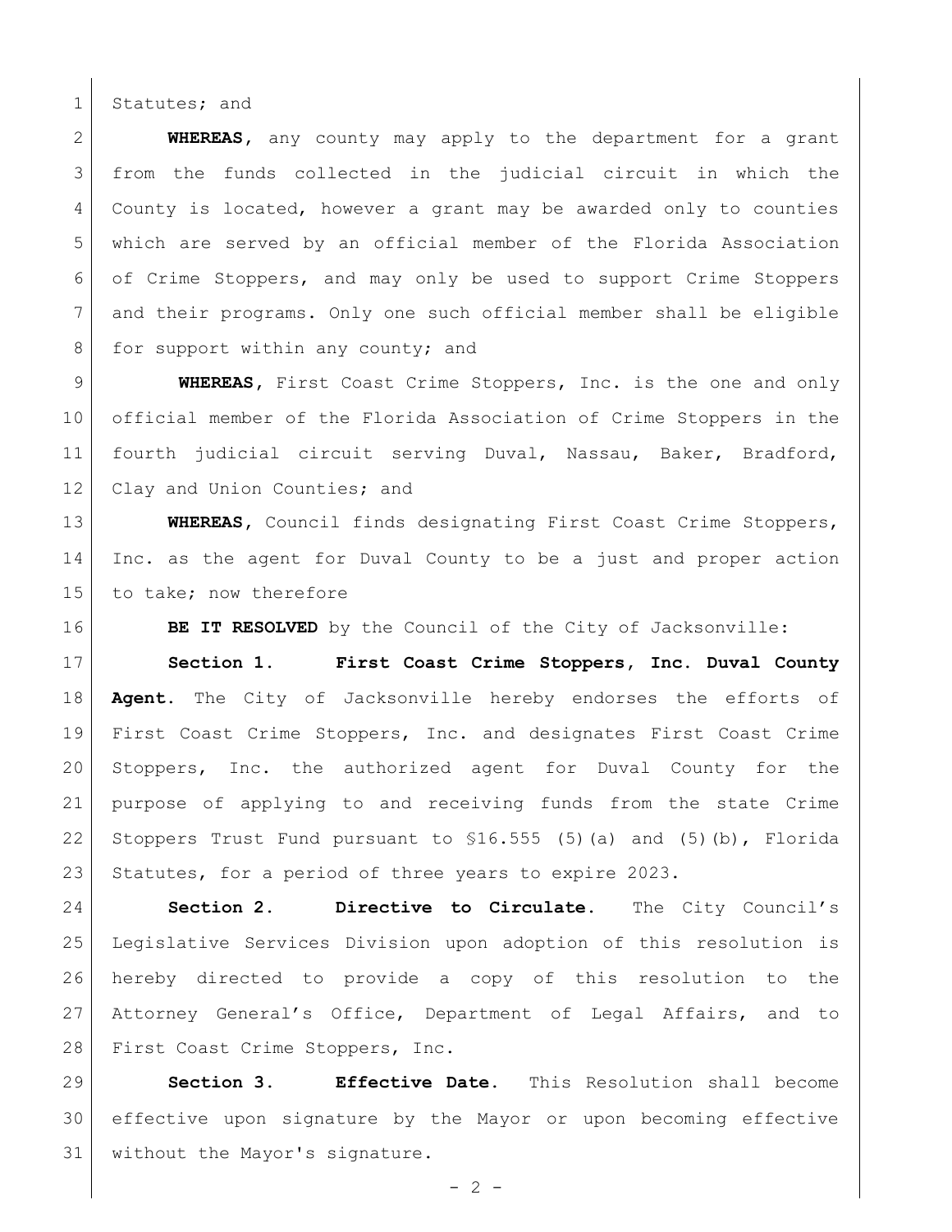Statutes; and

**WHEREAS**, any county may apply to the department for a grant from the funds collected in the judicial circuit in which the County is located, however a grant may be awarded only to counties which are served by an official member of the Florida Association of Crime Stoppers, and may only be used to support Crime Stoppers and their programs. Only one such official member shall be eligible for support within any county; and

**WHEREAS**, First Coast Crime Stoppers, Inc. is the one and only official member of the Florida Association of Crime Stoppers in the fourth judicial circuit serving Duval, Nassau, Baker, Bradford, Clay and Union Counties; and

**WHEREAS**, Council finds designating First Coast Crime Stoppers, Inc. as the agent for Duval County to be a just and proper action to take; now therefore

**BE IT RESOLVED** by the Council of the City of Jacksonville:

**Section 1. First Coast Crime Stoppers, Inc. Duval County Agent.** The City of Jacksonville hereby endorses the efforts of First Coast Crime Stoppers, Inc. and designates First Coast Crime Stoppers, Inc. the authorized agent for Duval County for the purpose of applying to and receiving funds from the state Crime Stoppers Trust Fund pursuant to §16.555 (5)(a) and (5)(b), Florida Statutes, for a period of three years to expire 2023.

**Section 2. Directive to Circulate.** The City Council's Legislative Services Division upon adoption of this resolution is hereby directed to provide a copy of this resolution to the Attorney General's Office, Department of Legal Affairs, and to First Coast Crime Stoppers, Inc.

**Section 3. Effective Date.** This Resolution shall become effective upon signature by the Mayor or upon becoming effective without the Mayor's signature.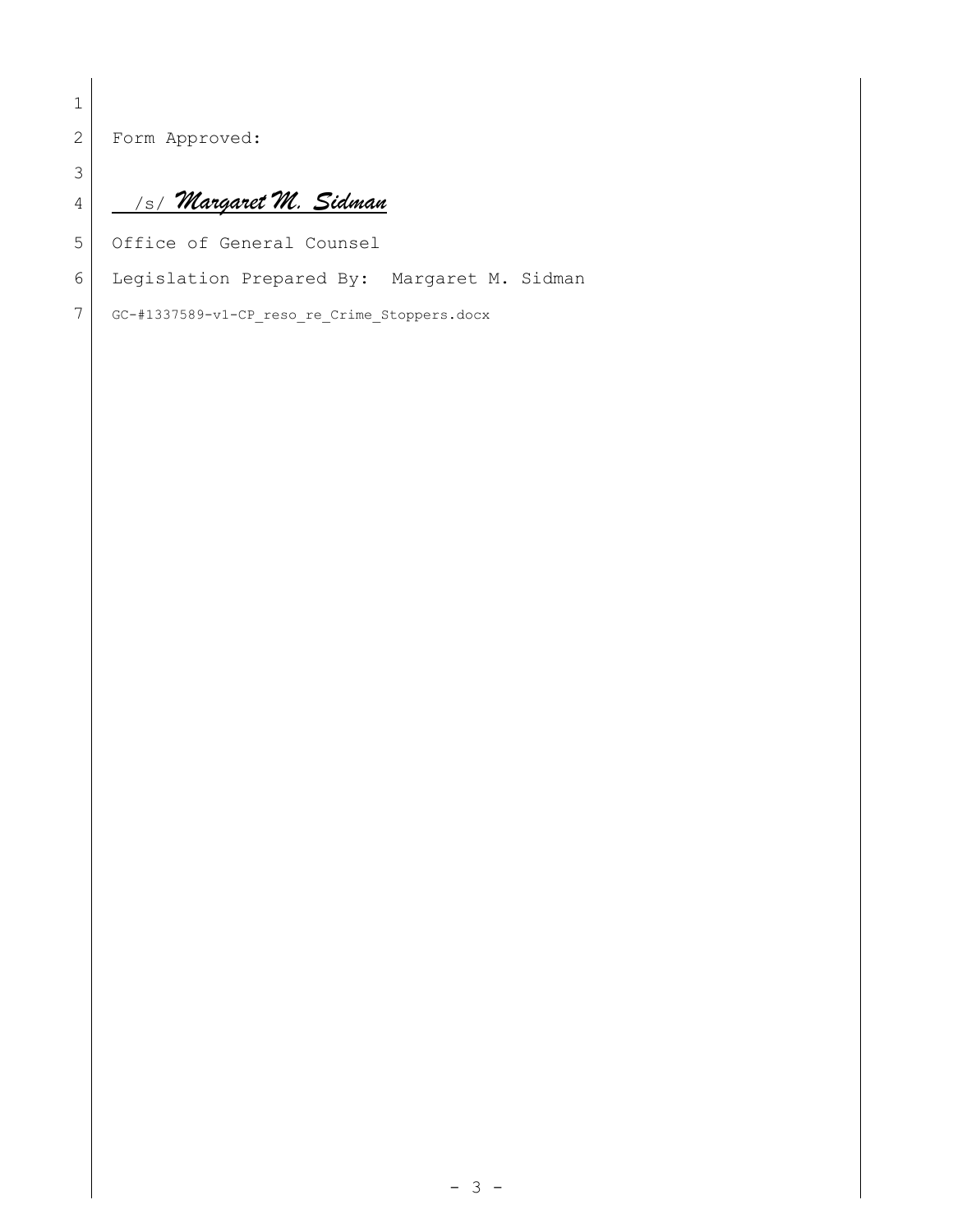Form Approved:

/s/ *Margaret M. Sidman*

Office of General Counsel

Legislation Prepared By: Margaret M. Sidman

GC-#1337589-v1-CP_reso_re_Crime_Stoppers.docx